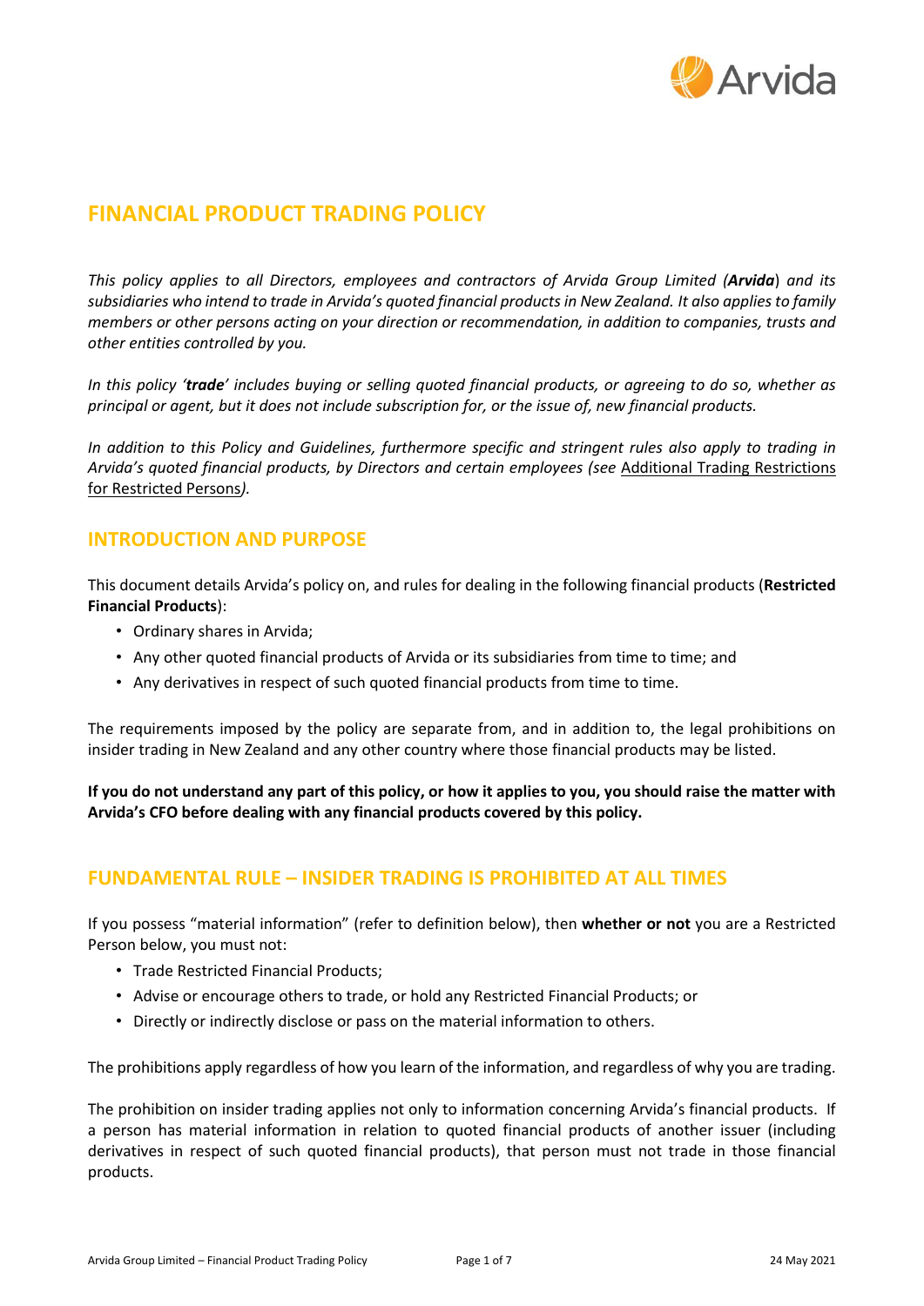# FINANCIAL PRODUCT TRADING POLICY

*This policy applies to all Directors, employees and contractors of Arvida Group Limited (**Arvida**) and its subsidiaries who intend to trade in Arvida's quoted financial products in New Zealand. It also applies to family members or other persons acting on your direction or recommendation, in addition to companies, trusts and other entities controlled by you.*

*In this policy '**trade**' includes buying or selling quoted financial products, or agreeing to do so, whether as principal or agent, but it does not include subscription for, or the issue of, new financial products.*

*In addition to this Policy and Guidelines, furthermore specific and stringent rules also apply to trading in Arvida's quoted financial products, by Directors and certain employees (see* Additional Trading Restrictions for Restricted Persons*).*

## INTRODUCTION AND PURPOSE

This document details Arvida's policy on, and rules for dealing in the following financial products (**Restricted Financial Products**):

- Ordinary shares in Arvida;
- Any other quoted financial products of Arvida or its subsidiaries from time to time; and
- Any derivatives in respect of such quoted financial products from time to time.

The requirements imposed by the policy are separate from, and in addition to, the legal prohibitions on insider trading in New Zealand and any other country where those financial products may be listed.

**If you do not understand any part of this policy, or how it applies to you, you should raise the matter with Arvida's CFO before dealing with any financial products covered by this policy.**

## FUNDAMENTAL RULE – INSIDER TRADING IS PROHIBITED AT ALL TIMES

If you possess "material information" (refer to definition below), then **whether or not** you are a Restricted Person below, you must not:

- Trade Restricted Financial Products;
- Advise or encourage others to trade, or hold any Restricted Financial Products; or
- Directly or indirectly disclose or pass on the material information to others.

The prohibitions apply regardless of how you learn of the information, and regardless of why you are trading.

The prohibition on insider trading applies not only to information concerning Arvida's financial products. If a person has material information in relation to quoted financial products of another issuer (including derivatives in respect of such quoted financial products), that person must not trade in those financial products.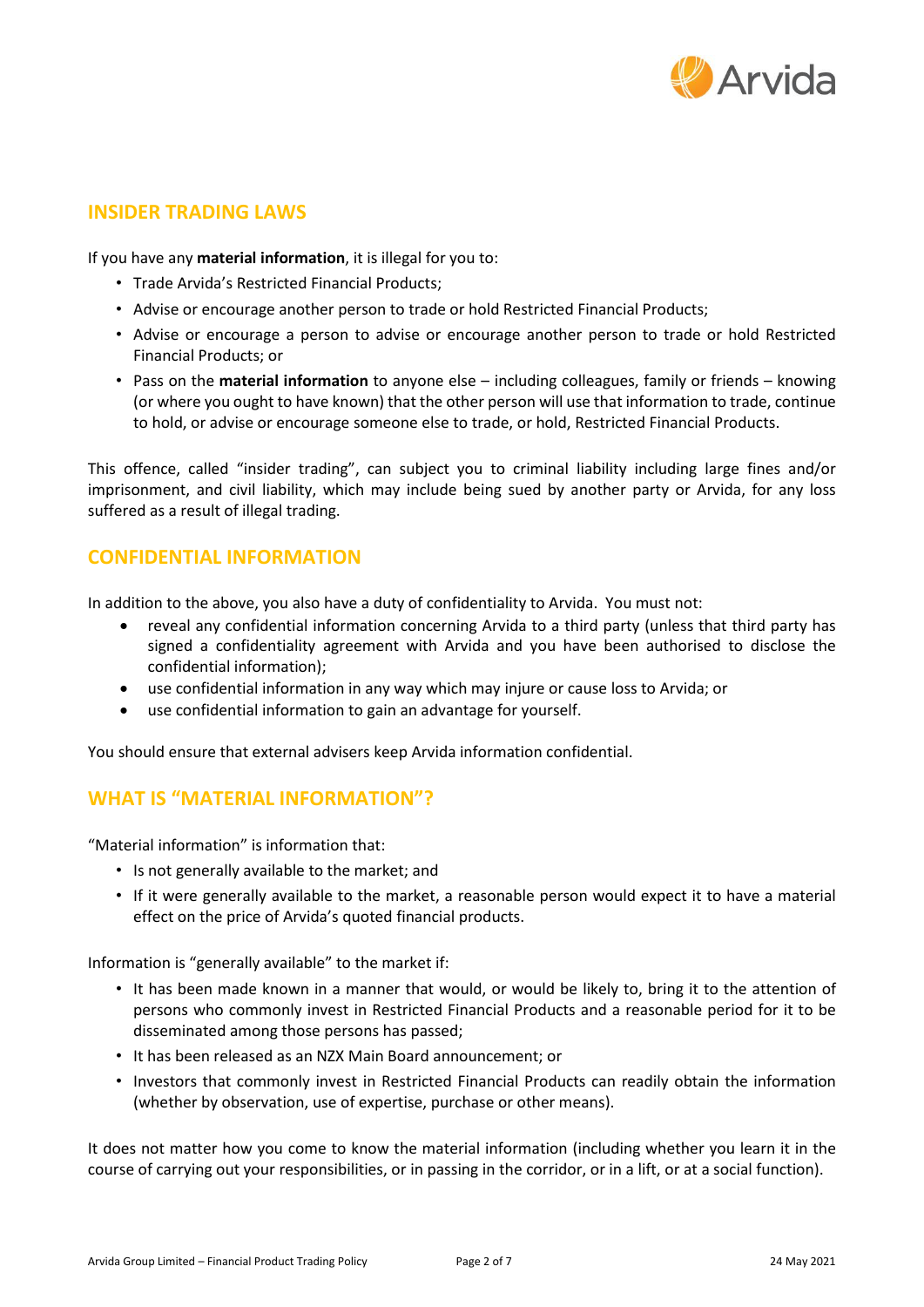## INSIDER TRADING LAWS

If you have any **material information**, it is illegal for you to:

- Trade Arvida's Restricted Financial Products;
- Advise or encourage another person to trade or hold Restricted Financial Products;
- Advise or encourage a person to advise or encourage another person to trade or hold Restricted Financial Products; or
- Pass on the **material information** to anyone else – including colleagues, family or friends – knowing (or where you ought to have known) that the other person will use that information to trade, continue to hold, or advise or encourage someone else to trade, or hold, Restricted Financial Products.

This offence, called "insider trading", can subject you to criminal liability including large fines and/or imprisonment, and civil liability, which may include being sued by another party or Arvida, for any loss suffered as a result of illegal trading.

## CONFIDENTIAL INFORMATION

In addition to the above, you also have a duty of confidentiality to Arvida. You must not:

- reveal any confidential information concerning Arvida to a third party (unless that third party has signed a confidentiality agreement with Arvida and you have been authorised to disclose the confidential information);
- use confidential information in any way which may injure or cause loss to Arvida; or
- use confidential information to gain an advantage for yourself.

You should ensure that external advisers keep Arvida information confidential.

## WHAT IS "MATERIAL INFORMATION"?

"Material information" is information that:

- Is not generally available to the market; and
- If it were generally available to the market, a reasonable person would expect it to have a material effect on the price of Arvida's quoted financial products.

Information is "generally available" to the market if:

- It has been made known in a manner that would, or would be likely to, bring it to the attention of persons who commonly invest in Restricted Financial Products and a reasonable period for it to be disseminated among those persons has passed;
- It has been released as an NZX Main Board announcement; or
- Investors that commonly invest in Restricted Financial Products can readily obtain the information (whether by observation, use of expertise, purchase or other means).

It does not matter how you come to know the material information (including whether you learn it in the course of carrying out your responsibilities, or in passing in the corridor, or in a lift, or at a social function).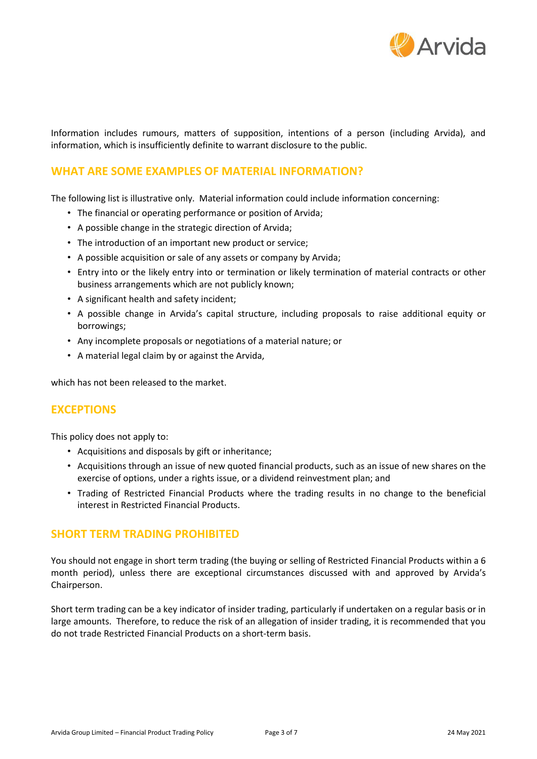Information includes rumours, matters of supposition, intentions of a person (including Arvida), and information, which is insufficiently definite to warrant disclosure to the public.

## WHAT ARE SOME EXAMPLES OF MATERIAL INFORMATION?

The following list is illustrative only. Material information could include information concerning:

- The financial or operating performance or position of Arvida;
- A possible change in the strategic direction of Arvida;
- The introduction of an important new product or service;
- A possible acquisition or sale of any assets or company by Arvida;
- Entry into or the likely entry into or termination or likely termination of material contracts or other business arrangements which are not publicly known;
- A significant health and safety incident;
- A possible change in Arvida's capital structure, including proposals to raise additional equity or borrowings;
- Any incomplete proposals or negotiations of a material nature; or
- A material legal claim by or against the Arvida,

which has not been released to the market.

## EXCEPTIONS

This policy does not apply to:

- Acquisitions and disposals by gift or inheritance;
- Acquisitions through an issue of new quoted financial products, such as an issue of new shares on the exercise of options, under a rights issue, or a dividend reinvestment plan; and
- Trading of Restricted Financial Products where the trading results in no change to the beneficial interest in Restricted Financial Products.

## SHORT TERM TRADING PROHIBITED

You should not engage in short term trading (the buying or selling of Restricted Financial Products within a 6 month period), unless there are exceptional circumstances discussed with and approved by Arvida's Chairperson.

Short term trading can be a key indicator of insider trading, particularly if undertaken on a regular basis or in large amounts. Therefore, to reduce the risk of an allegation of insider trading, it is recommended that you do not trade Restricted Financial Products on a short-term basis.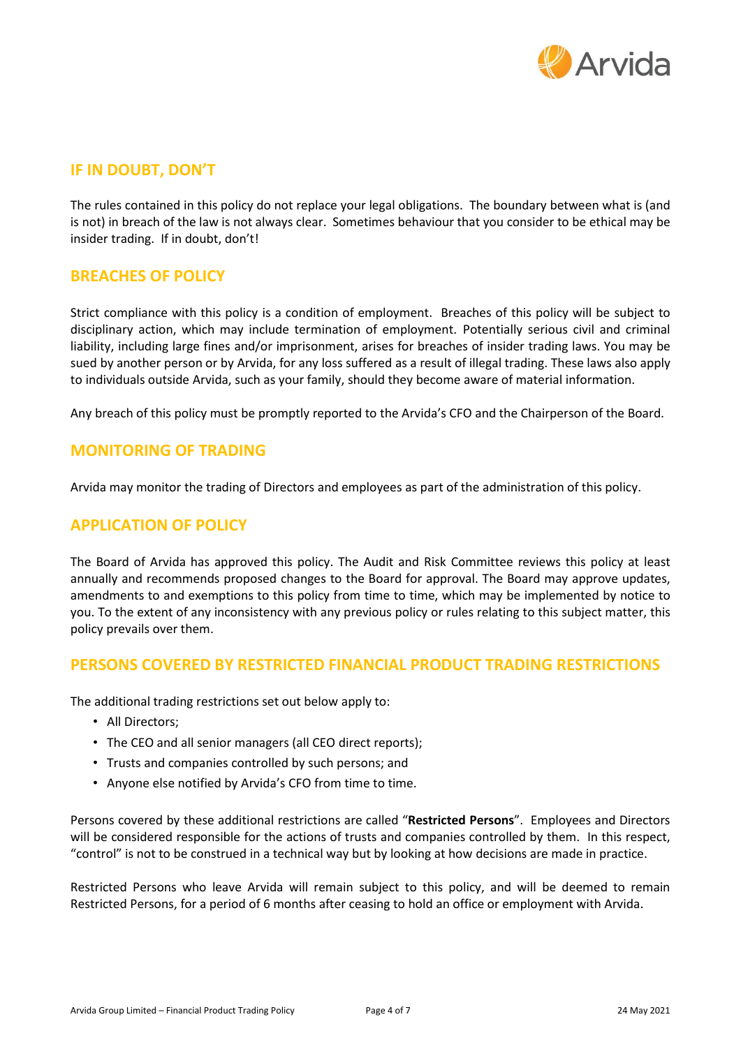## IF IN DOUBT, DON'T

The rules contained in this policy do not replace your legal obligations. The boundary between what is (and is not) in breach of the law is not always clear. Sometimes behaviour that you consider to be ethical may be insider trading. If in doubt, don't!

## BREACHES OF POLICY

Strict compliance with this policy is a condition of employment. Breaches of this policy will be subject to disciplinary action, which may include termination of employment. Potentially serious civil and criminal liability, including large fines and/or imprisonment, arises for breaches of insider trading laws. You may be sued by another person or by Arvida, for any loss suffered as a result of illegal trading. These laws also apply to individuals outside Arvida, such as your family, should they become aware of material information.

Any breach of this policy must be promptly reported to the Arvida's CFO and the Chairperson of the Board.

## MONITORING OF TRADING

Arvida may monitor the trading of Directors and employees as part of the administration of this policy.

## APPLICATION OF POLICY

The Board of Arvida has approved this policy. The Audit and Risk Committee reviews this policy at least annually and recommends proposed changes to the Board for approval. The Board may approve updates, amendments to and exemptions to this policy from time to time, which may be implemented by notice to you. To the extent of any inconsistency with any previous policy or rules relating to this subject matter, this policy prevails over them.

## PERSONS COVERED BY RESTRICTED FINANCIAL PRODUCT TRADING RESTRICTIONS

The additional trading restrictions set out below apply to:

- All Directors;
- The CEO and all senior managers (all CEO direct reports);
- Trusts and companies controlled by such persons; and
- Anyone else notified by Arvida's CFO from time to time.

Persons covered by these additional restrictions are called "**Restricted Persons**". Employees and Directors will be considered responsible for the actions of trusts and companies controlled by them. In this respect, "control" is not to be construed in a technical way but by looking at how decisions are made in practice.

Restricted Persons who leave Arvida will remain subject to this policy, and will be deemed to remain Restricted Persons, for a period of 6 months after ceasing to hold an office or employment with Arvida.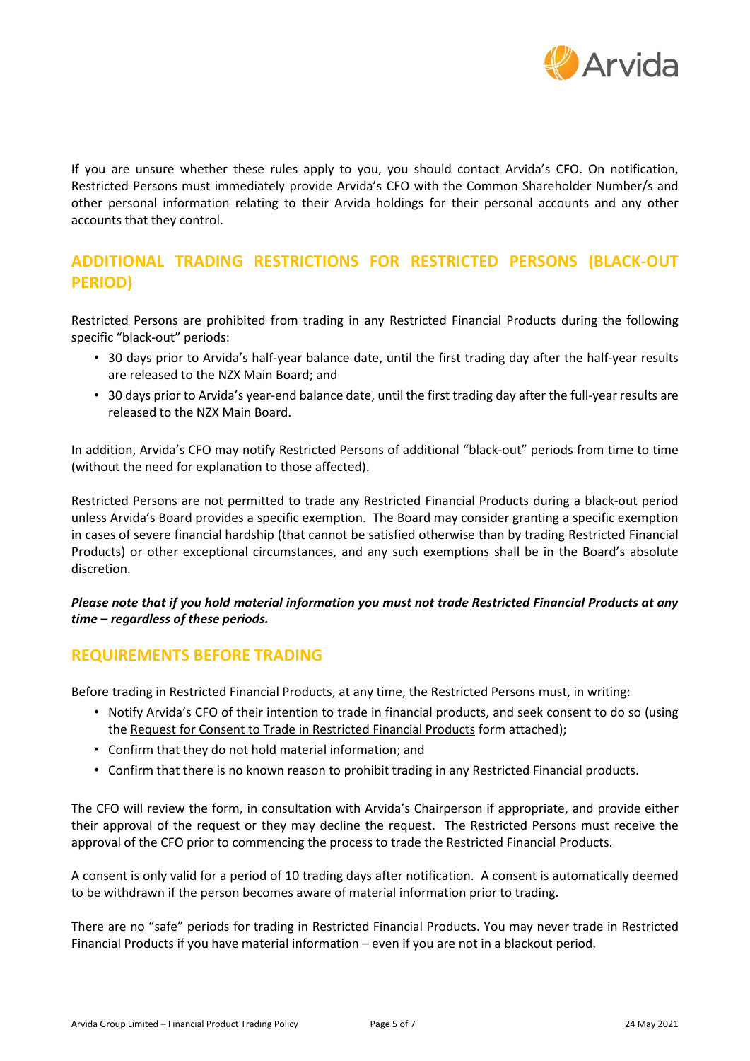If you are unsure whether these rules apply to you, you should contact Arvida's CFO. On notification, Restricted Persons must immediately provide Arvida's CFO with the Common Shareholder Number/s and other personal information relating to their Arvida holdings for their personal accounts and any other accounts that they control.

## ADDITIONAL TRADING RESTRICTIONS FOR RESTRICTED PERSONS (BLACK-OUT PERIOD)

Restricted Persons are prohibited from trading in any Restricted Financial Products during the following specific "black-out" periods:

- 30 days prior to Arvida's half-year balance date, until the first trading day after the half-year results are released to the NZX Main Board; and
- 30 days prior to Arvida's year-end balance date, until the first trading day after the full-year results are released to the NZX Main Board.

In addition, Arvida's CFO may notify Restricted Persons of additional "black-out" periods from time to time (without the need for explanation to those affected).

Restricted Persons are not permitted to trade any Restricted Financial Products during a black-out period unless Arvida's Board provides a specific exemption. The Board may consider granting a specific exemption in cases of severe financial hardship (that cannot be satisfied otherwise than by trading Restricted Financial Products) or other exceptional circumstances, and any such exemptions shall be in the Board's absolute discretion.

***Please note that if you hold material information you must not trade Restricted Financial Products at any time – regardless of these periods.***

## REQUIREMENTS BEFORE TRADING

Before trading in Restricted Financial Products, at any time, the Restricted Persons must, in writing:

- Notify Arvida's CFO of their intention to trade in financial products, and seek consent to do so (using the Request for Consent to Trade in Restricted Financial Products form attached);
- Confirm that they do not hold material information; and
- Confirm that there is no known reason to prohibit trading in any Restricted Financial products.

The CFO will review the form, in consultation with Arvida's Chairperson if appropriate, and provide either their approval of the request or they may decline the request. The Restricted Persons must receive the approval of the CFO prior to commencing the process to trade the Restricted Financial Products.

A consent is only valid for a period of 10 trading days after notification. A consent is automatically deemed to be withdrawn if the person becomes aware of material information prior to trading.

There are no "safe" periods for trading in Restricted Financial Products. You may never trade in Restricted Financial Products if you have material information – even if you are not in a blackout period.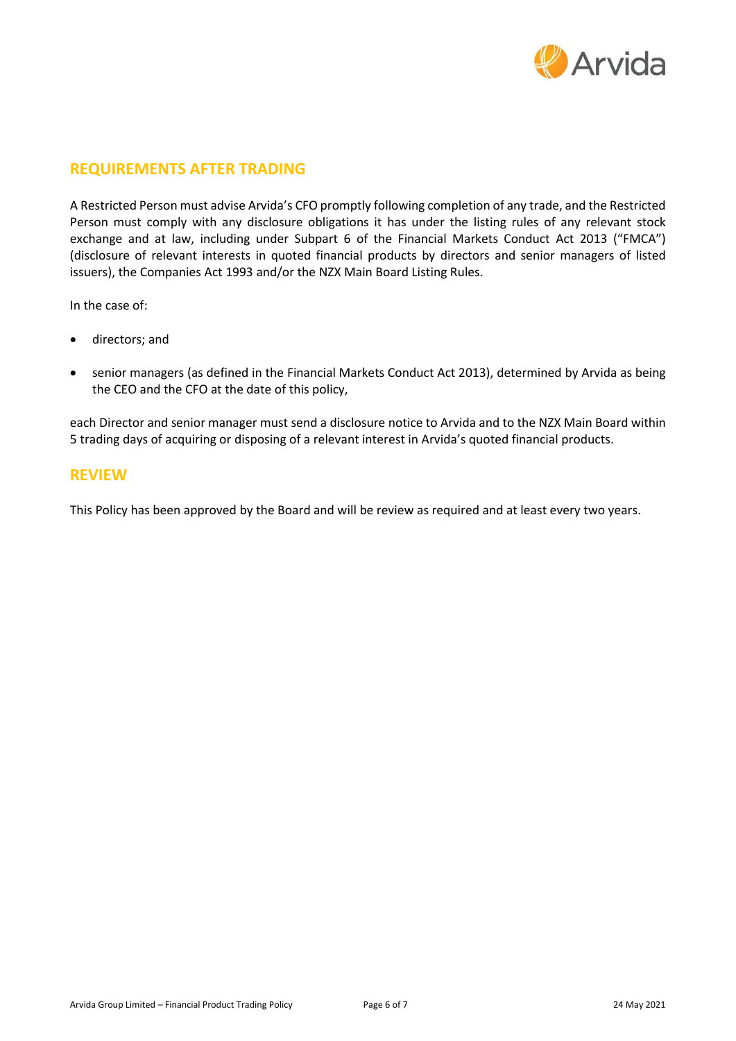## REQUIREMENTS AFTER TRADING

A Restricted Person must advise Arvida's CFO promptly following completion of any trade, and the Restricted Person must comply with any disclosure obligations it has under the listing rules of any relevant stock exchange and at law, including under Subpart 6 of the Financial Markets Conduct Act 2013 ("FMCA") (disclosure of relevant interests in quoted financial products by directors and senior managers of listed issuers), the Companies Act 1993 and/or the NZX Main Board Listing Rules.

In the case of:

- directors; and
- senior managers (as defined in the Financial Markets Conduct Act 2013), determined by Arvida as being the CEO and the CFO at the date of this policy,

each Director and senior manager must send a disclosure notice to Arvida and to the NZX Main Board within 5 trading days of acquiring or disposing of a relevant interest in Arvida's quoted financial products.

## REVIEW

This Policy has been approved by the Board and will be review as required and at least every two years.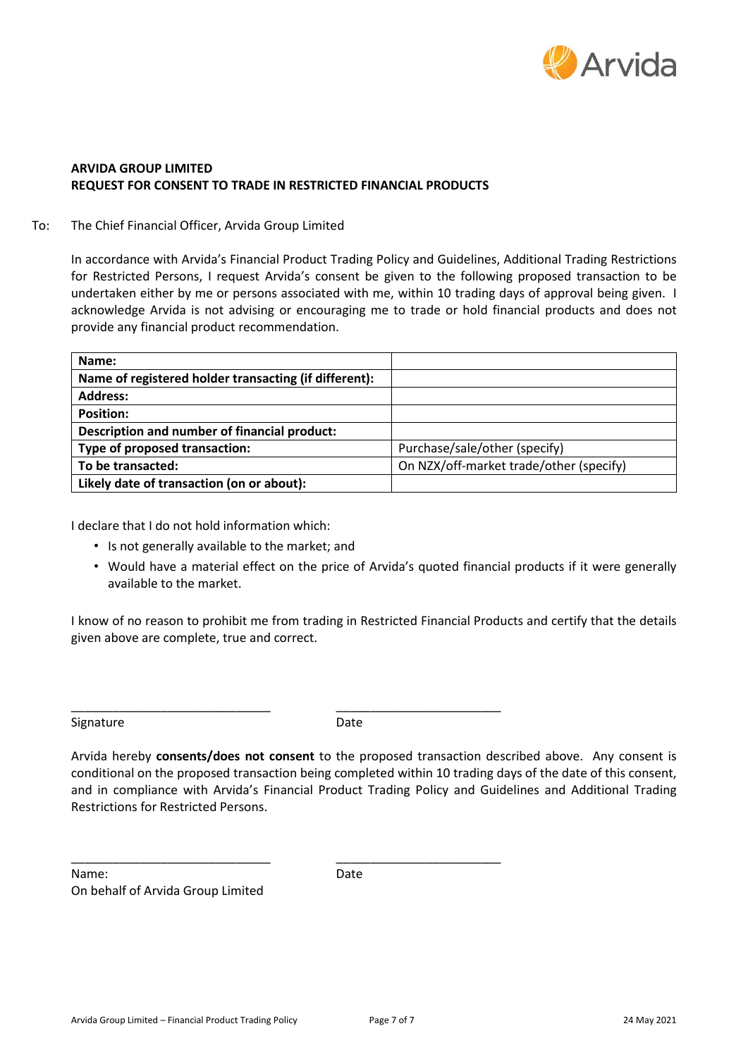**ARVIDA GROUP LIMITED**
**REQUEST FOR CONSENT TO TRADE IN RESTRICTED FINANCIAL PRODUCTS**

To: The Chief Financial Officer, Arvida Group Limited

In accordance with Arvida's Financial Product Trading Policy and Guidelines, Additional Trading Restrictions for Restricted Persons, I request Arvida's consent be given to the following proposed transaction to be undertaken either by me or persons associated with me, within 10 trading days of approval being given. I acknowledge Arvida is not advising or encouraging me to trade or hold financial products and does not provide any financial product recommendation.

| | |
|---|---|
| **Name:** | |
| **Name of registered holder transacting (if different):** | |
| **Address:** | |
| **Position:** | |
| **Description and number of financial product:** | |
| **Type of proposed transaction:** | Purchase/sale/other (specify) |
| **To be transacted:** | On NZX/off-market trade/other (specify) |
| **Likely date of transaction (on or about):** | |

I declare that I do not hold information which:

- Is not generally available to the market; and
- Would have a material effect on the price of Arvida's quoted financial products if it were generally available to the market.

I know of no reason to prohibit me from trading in Restricted Financial Products and certify that the details given above are complete, true and correct.

\_\_\_\_\_\_\_\_\_\_\_\_\_\_\_\_\_\_\_\_\_\_\_\_\_\_\_\_\_\_ \_\_\_\_\_\_\_\_\_\_\_\_\_\_\_\_\_\_\_\_\_\_\_\_\_\_

Signature Date

Arvida hereby **consents/does not consent** to the proposed transaction described above. Any consent is conditional on the proposed transaction being completed within 10 trading days of the date of this consent, and in compliance with Arvida's Financial Product Trading Policy and Guidelines and Additional Trading Restrictions for Restricted Persons.

\_\_\_\_\_\_\_\_\_\_\_\_\_\_\_\_\_\_\_\_\_\_\_\_\_\_\_\_\_\_ \_\_\_\_\_\_\_\_\_\_\_\_\_\_\_\_\_\_\_\_\_\_\_\_\_\_

Name: Date
On behalf of Arvida Group Limited